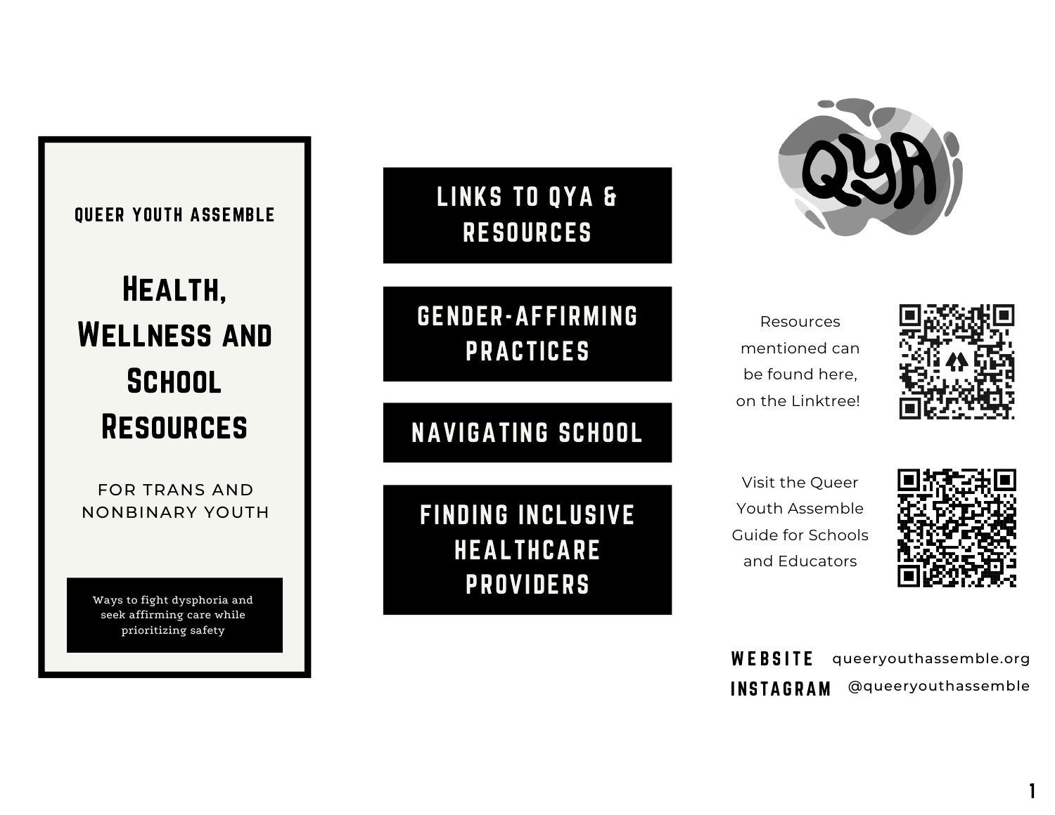QUEER YOUTH ASSEMBLE

# Health, Wellness and School Resources

FOR TRANS AND NONBINARY YOUTH

Ways to fight dysphoria and seek affirming care while prioritizing safety

## LINKS TO QYA & RESOURCES

## GENDER-AFFIRMING PRACTICES

## NAVIGATING SCHOOL

## FINDING INCLUSIVE HEALTHCARE PROVIDERS

QYA

Resources mentioned can be found here, on the Linktree!

Visit the Queer Youth Assemble Guide for Schools and Educators

**WEBSITE** queeryouthassemble.org

**INSTAGRAM** @queeryouthassemble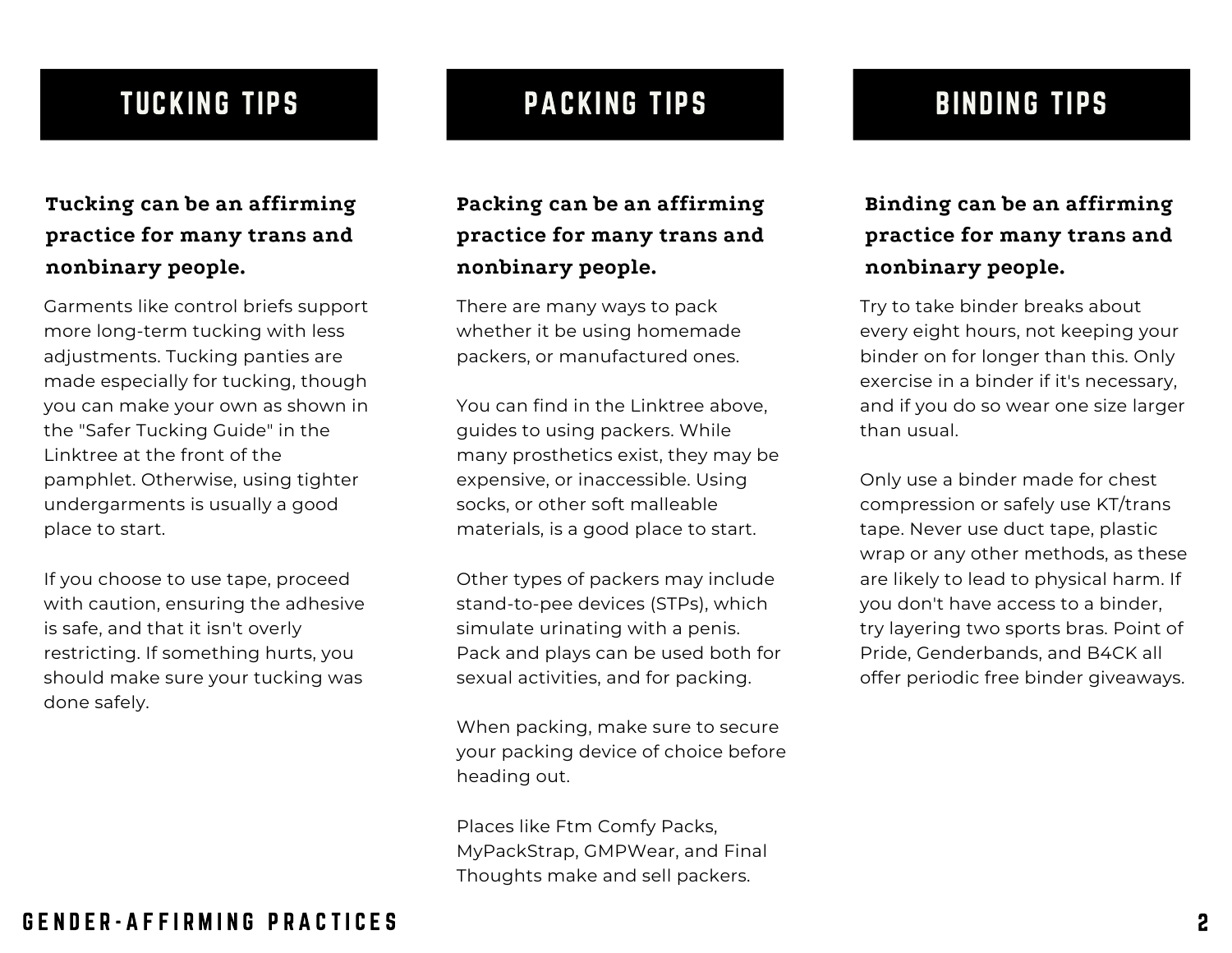## TUCKING TIPS

**Tucking can be an affirming practice for many trans and nonbinary people.**

Garments like control briefs support more long-term tucking with less adjustments. Tucking panties are made especially for tucking, though you can make your own as shown in the "Safer Tucking Guide" in the Linktree at the front of the pamphlet. Otherwise, using tighter undergarments is usually a good place to start.

If you choose to use tape, proceed with caution, ensuring the adhesive is safe, and that it isn't overly restricting. If something hurts, you should make sure your tucking was done safely.

## PACKING TIPS

**Packing can be an affirming practice for many trans and nonbinary people.**

There are many ways to pack whether it be using homemade packers, or manufactured ones.

You can find in the Linktree above, guides to using packers. While many prosthetics exist, they may be expensive, or inaccessible. Using socks, or other soft malleable materials, is a good place to start.

Other types of packers may include stand-to-pee devices (STPs), which simulate urinating with a penis. Pack and plays can be used both for sexual activities, and for packing.

When packing, make sure to secure your packing device of choice before heading out.

Places like Ftm Comfy Packs, MyPackStrap, GMPWear, and Final Thoughts make and sell packers.

## BINDING TIPS

**Binding can be an affirming practice for many trans and nonbinary people.**

Try to take binder breaks about every eight hours, not keeping your binder on for longer than this. Only exercise in a binder if it's necessary, and if you do so wear one size larger than usual.

Only use a binder made for chest compression or safely use KT/trans tape. Never use duct tape, plastic wrap or any other methods, as these are likely to lead to physical harm. If you don't have access to a binder, try layering two sports bras. Point of Pride, Genderbands, and B4CK all offer periodic free binder giveaways.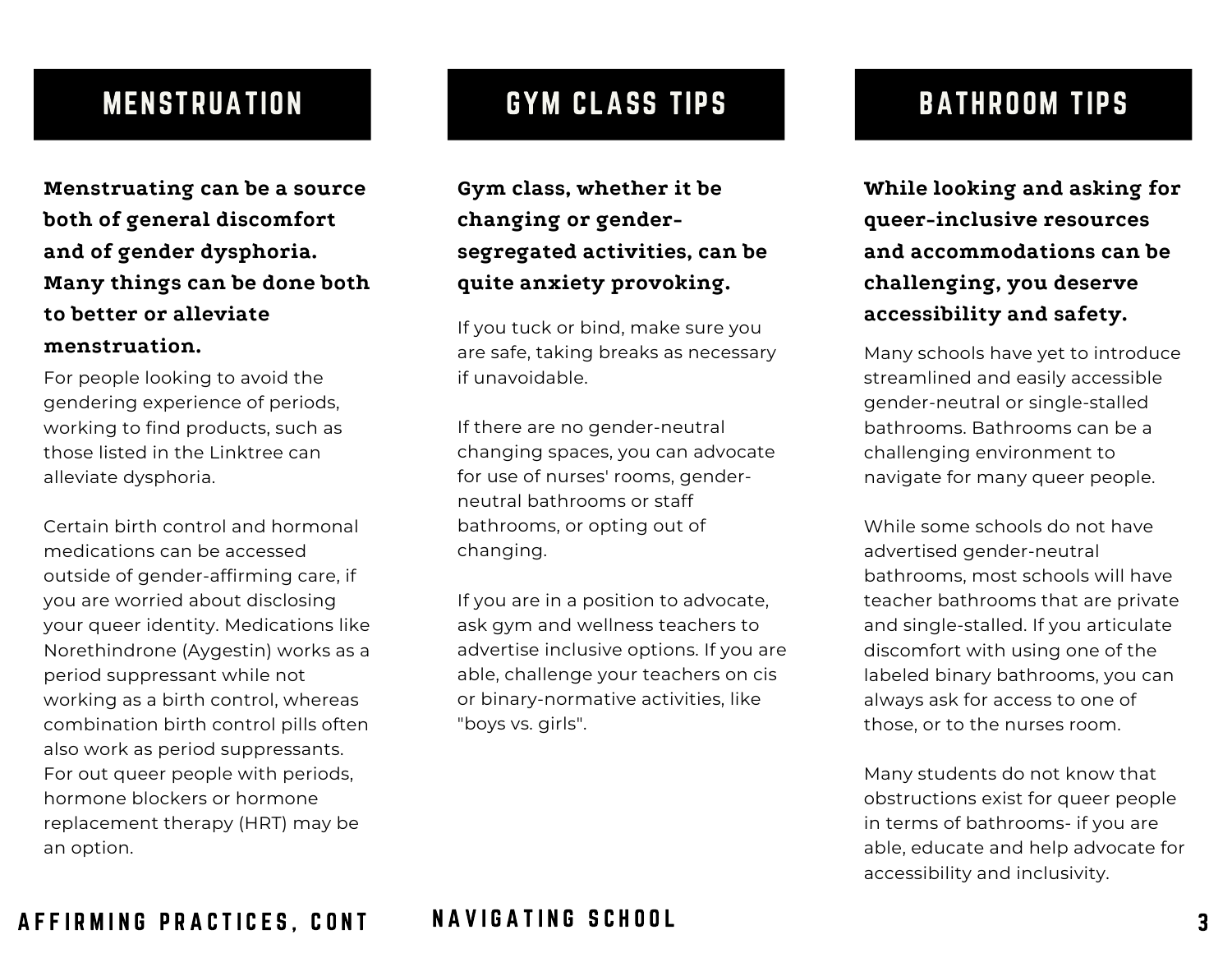## MENSTRUATION

**Menstruating can be a source both of general discomfort and of gender dysphoria. Many things can be done both to better or alleviate menstruation.**

For people looking to avoid the gendering experience of periods, working to find products, such as those listed in the Linktree can alleviate dysphoria.

Certain birth control and hormonal medications can be accessed outside of gender-affirming care, if you are worried about disclosing your queer identity. Medications like Norethindrone (Aygestin) works as a period suppressant while not working as a birth control, whereas combination birth control pills often also work as period suppressants. For out queer people with periods, hormone blockers or hormone replacement therapy (HRT) may be an option.

## GYM CLASS TIPS

**Gym class, whether it be changing or gender-segregated activities, can be quite anxiety provoking.**

If you tuck or bind, make sure you are safe, taking breaks as necessary if unavoidable.

If there are no gender-neutral changing spaces, you can advocate for use of nurses' rooms, gender-neutral bathrooms or staff bathrooms, or opting out of changing.

If you are in a position to advocate, ask gym and wellness teachers to advertise inclusive options. If you are able, challenge your teachers on cis or binary-normative activities, like "boys vs. girls".

## BATHROOM TIPS

**While looking and asking for queer-inclusive resources and accommodations can be challenging, you deserve accessibility and safety.**

Many schools have yet to introduce streamlined and easily accessible gender-neutral or single-stalled bathrooms. Bathrooms can be a challenging environment to navigate for many queer people.

While some schools do not have advertised gender-neutral bathrooms, most schools will have teacher bathrooms that are private and single-stalled. If you articulate discomfort with using one of the labeled binary bathrooms, you can always ask for access to one of those, or to the nurses room.

Many students do not know that obstructions exist for queer people in terms of bathrooms- if you are able, educate and help advocate for accessibility and inclusivity.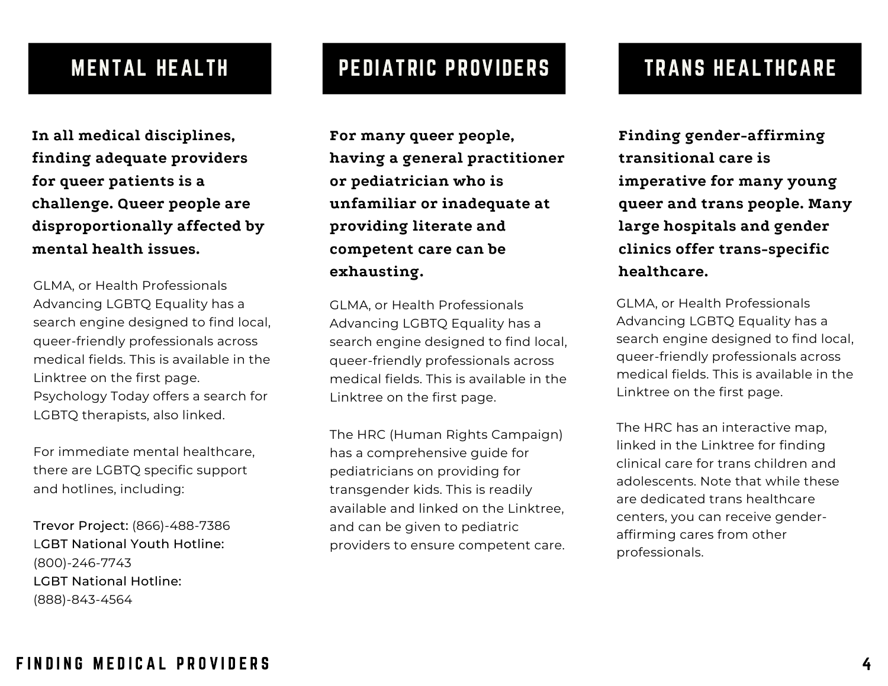## MENTAL HEALTH

**In all medical disciplines, finding adequate providers for queer patients is a challenge. Queer people are disproportionally affected by mental health issues.**

GLMA, or Health Professionals Advancing LGBTQ Equality has a search engine designed to find local, queer-friendly professionals across medical fields. This is available in the Linktree on the first page. Psychology Today offers a search for LGBTQ therapists, also linked.

For immediate mental healthcare, there are LGBTQ specific support and hotlines, including:

Trevor Project: (866)-488-7386
LGBT National Youth Hotline: (800)-246-7743
LGBT National Hotline: (888)-843-4564

## PEDIATRIC PROVIDERS

**For many queer people, having a general practitioner or pediatrician who is unfamiliar or inadequate at providing literate and competent care can be exhausting.**

GLMA, or Health Professionals Advancing LGBTQ Equality has a search engine designed to find local, queer-friendly professionals across medical fields. This is available in the Linktree on the first page.

The HRC (Human Rights Campaign) has a comprehensive guide for pediatricians on providing for transgender kids. This is readily available and linked on the Linktree, and can be given to pediatric providers to ensure competent care.

## TRANS HEALTHCARE

**Finding gender-affirming transitional care is imperative for many young queer and trans people. Many large hospitals and gender clinics offer trans-specific healthcare.**

GLMA, or Health Professionals Advancing LGBTQ Equality has a search engine designed to find local, queer-friendly professionals across medical fields. This is available in the Linktree on the first page.

The HRC has an interactive map, linked in the Linktree for finding clinical care for trans children and adolescents. Note that while these are dedicated trans healthcare centers, you can receive gender-affirming cares from other professionals.